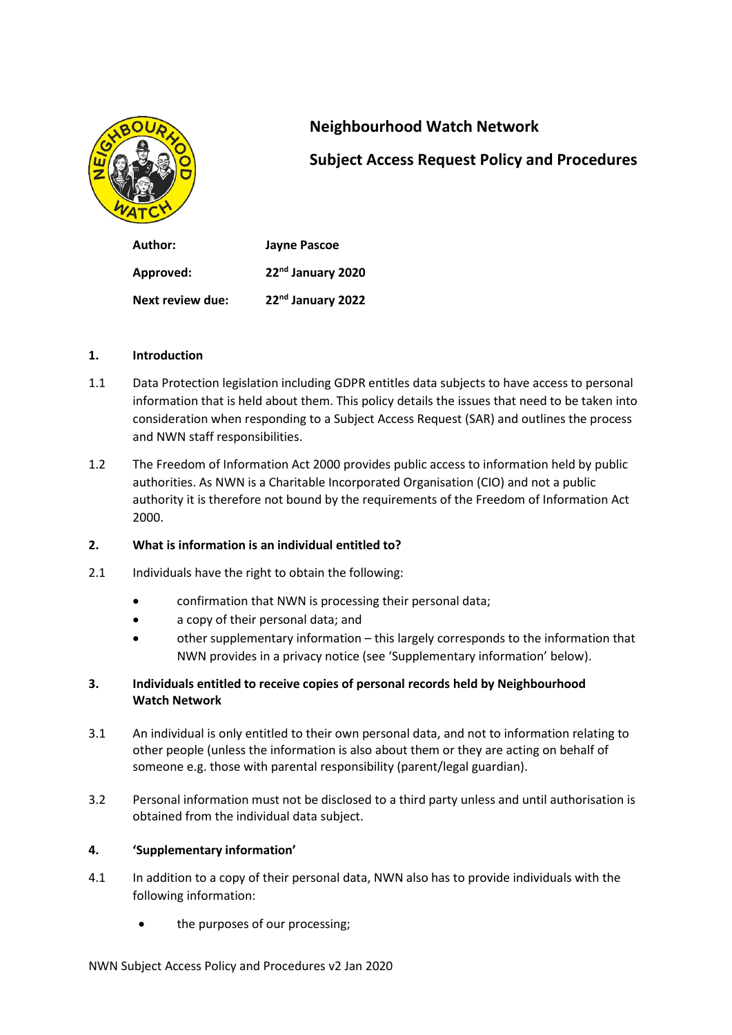# Neighbourhood Watch Network

## Subject Access Request Policy and Procedures

| | |
|---|---|
| **Author:** | **Jayne Pascoe** |
| **Approved:** | **22nd January 2020** |
| **Next review due:** | **22nd January 2022** |

### 1. Introduction

1.1 Data Protection legislation including GDPR entitles data subjects to have access to personal information that is held about them. This policy details the issues that need to be taken into consideration when responding to a Subject Access Request (SAR) and outlines the process and NWN staff responsibilities.

1.2 The Freedom of Information Act 2000 provides public access to information held by public authorities. As NWN is a Charitable Incorporated Organisation (CIO) and not a public authority it is therefore not bound by the requirements of the Freedom of Information Act 2000.

### 2. What is information is an individual entitled to?

2.1 Individuals have the right to obtain the following:

- confirmation that NWN is processing their personal data;
- a copy of their personal data; and
- other supplementary information – this largely corresponds to the information that NWN provides in a privacy notice (see 'Supplementary information' below).

### 3. Individuals entitled to receive copies of personal records held by Neighbourhood Watch Network

3.1 An individual is only entitled to their own personal data, and not to information relating to other people (unless the information is also about them or they are acting on behalf of someone e.g. those with parental responsibility (parent/legal guardian).

3.2 Personal information must not be disclosed to a third party unless and until authorisation is obtained from the individual data subject.

### 4. 'Supplementary information'

4.1 In addition to a copy of their personal data, NWN also has to provide individuals with the following information:

- the purposes of our processing;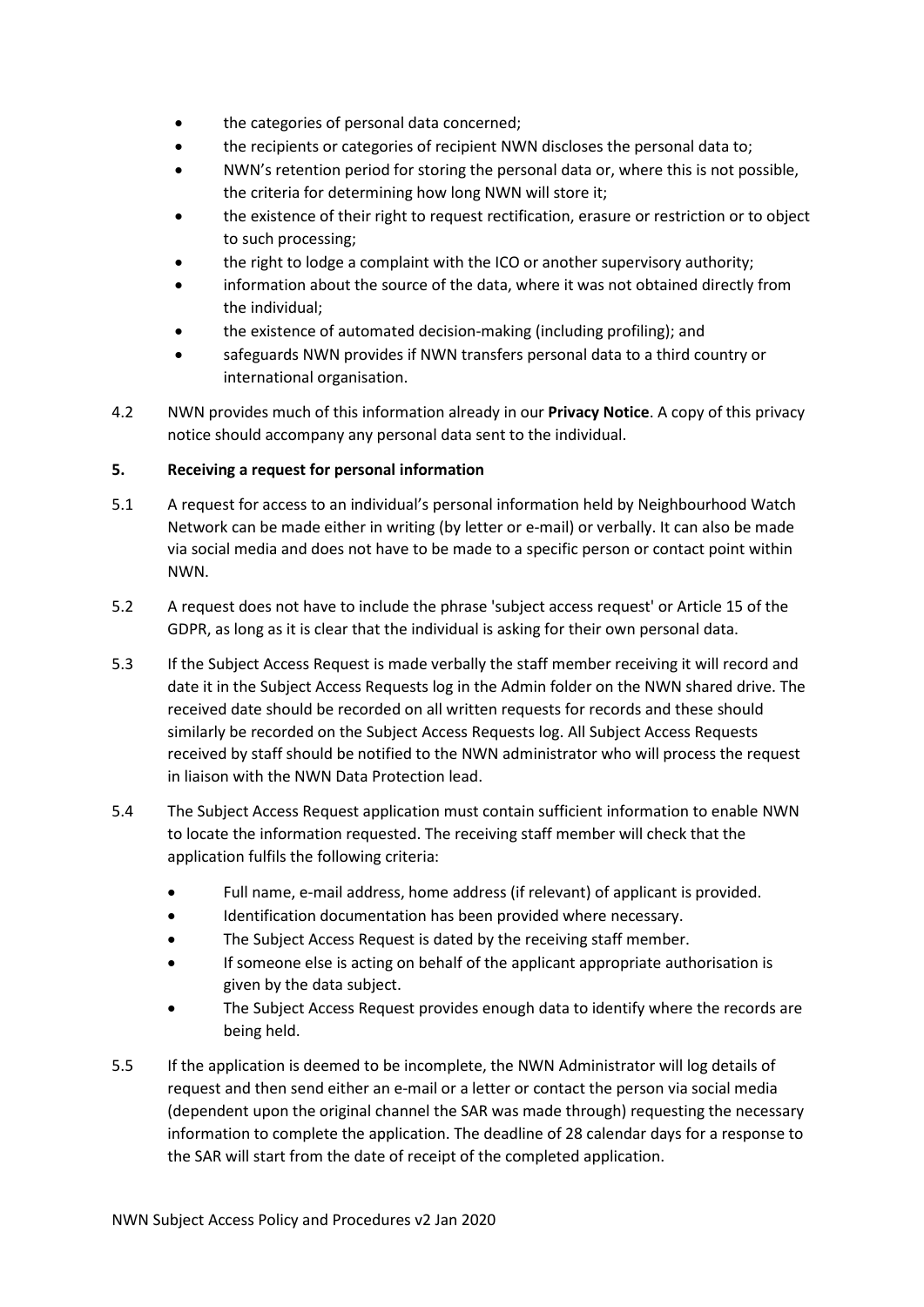- the categories of personal data concerned;
- the recipients or categories of recipient NWN discloses the personal data to;
- NWN's retention period for storing the personal data or, where this is not possible, the criteria for determining how long NWN will store it;
- the existence of their right to request rectification, erasure or restriction or to object to such processing;
- the right to lodge a complaint with the ICO or another supervisory authority;
- information about the source of the data, where it was not obtained directly from the individual;
- the existence of automated decision-making (including profiling); and
- safeguards NWN provides if NWN transfers personal data to a third country or international organisation.

4.2 NWN provides much of this information already in our **Privacy Notice**. A copy of this privacy notice should accompany any personal data sent to the individual.

## 5. Receiving a request for personal information

5.1 A request for access to an individual's personal information held by Neighbourhood Watch Network can be made either in writing (by letter or e-mail) or verbally. It can also be made via social media and does not have to be made to a specific person or contact point within NWN.

5.2 A request does not have to include the phrase 'subject access request' or Article 15 of the GDPR, as long as it is clear that the individual is asking for their own personal data.

5.3 If the Subject Access Request is made verbally the staff member receiving it will record and date it in the Subject Access Requests log in the Admin folder on the NWN shared drive. The received date should be recorded on all written requests for records and these should similarly be recorded on the Subject Access Requests log. All Subject Access Requests received by staff should be notified to the NWN administrator who will process the request in liaison with the NWN Data Protection lead.

5.4 The Subject Access Request application must contain sufficient information to enable NWN to locate the information requested. The receiving staff member will check that the application fulfils the following criteria:

- Full name, e-mail address, home address (if relevant) of applicant is provided.
- Identification documentation has been provided where necessary.
- The Subject Access Request is dated by the receiving staff member.
- If someone else is acting on behalf of the applicant appropriate authorisation is given by the data subject.
- The Subject Access Request provides enough data to identify where the records are being held.

5.5 If the application is deemed to be incomplete, the NWN Administrator will log details of request and then send either an e-mail or a letter or contact the person via social media (dependent upon the original channel the SAR was made through) requesting the necessary information to complete the application. The deadline of 28 calendar days for a response to the SAR will start from the date of receipt of the completed application.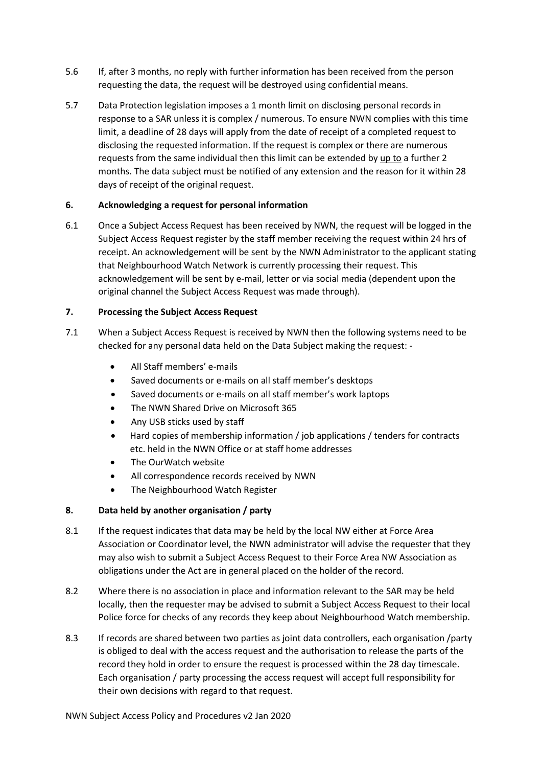5.6 If, after 3 months, no reply with further information has been received from the person requesting the data, the request will be destroyed using confidential means.

5.7 Data Protection legislation imposes a 1 month limit on disclosing personal records in response to a SAR unless it is complex / numerous. To ensure NWN complies with this time limit, a deadline of 28 days will apply from the date of receipt of a completed request to disclosing the requested information. If the request is complex or there are numerous requests from the same individual then this limit can be extended by <u>up to</u> a further 2 months. The data subject must be notified of any extension and the reason for it within 28 days of receipt of the original request.

## 6. Acknowledging a request for personal information

6.1 Once a Subject Access Request has been received by NWN, the request will be logged in the Subject Access Request register by the staff member receiving the request within 24 hrs of receipt. An acknowledgement will be sent by the NWN Administrator to the applicant stating that Neighbourhood Watch Network is currently processing their request. This acknowledgement will be sent by e-mail, letter or via social media (dependent upon the original channel the Subject Access Request was made through).

## 7. Processing the Subject Access Request

7.1 When a Subject Access Request is received by NWN then the following systems need to be checked for any personal data held on the Data Subject making the request: -

- All Staff members' e-mails
- Saved documents or e-mails on all staff member's desktops
- Saved documents or e-mails on all staff member's work laptops
- The NWN Shared Drive on Microsoft 365
- Any USB sticks used by staff
- Hard copies of membership information / job applications / tenders for contracts etc. held in the NWN Office or at staff home addresses
- The OurWatch website
- All correspondence records received by NWN
- The Neighbourhood Watch Register

## 8. Data held by another organisation / party

8.1 If the request indicates that data may be held by the local NW either at Force Area Association or Coordinator level, the NWN administrator will advise the requester that they may also wish to submit a Subject Access Request to their Force Area NW Association as obligations under the Act are in general placed on the holder of the record.

8.2 Where there is no association in place and information relevant to the SAR may be held locally, then the requester may be advised to submit a Subject Access Request to their local Police force for checks of any records they keep about Neighbourhood Watch membership.

8.3 If records are shared between two parties as joint data controllers, each organisation /party is obliged to deal with the access request and the authorisation to release the parts of the record they hold in order to ensure the request is processed within the 28 day timescale. Each organisation / party processing the access request will accept full responsibility for their own decisions with regard to that request.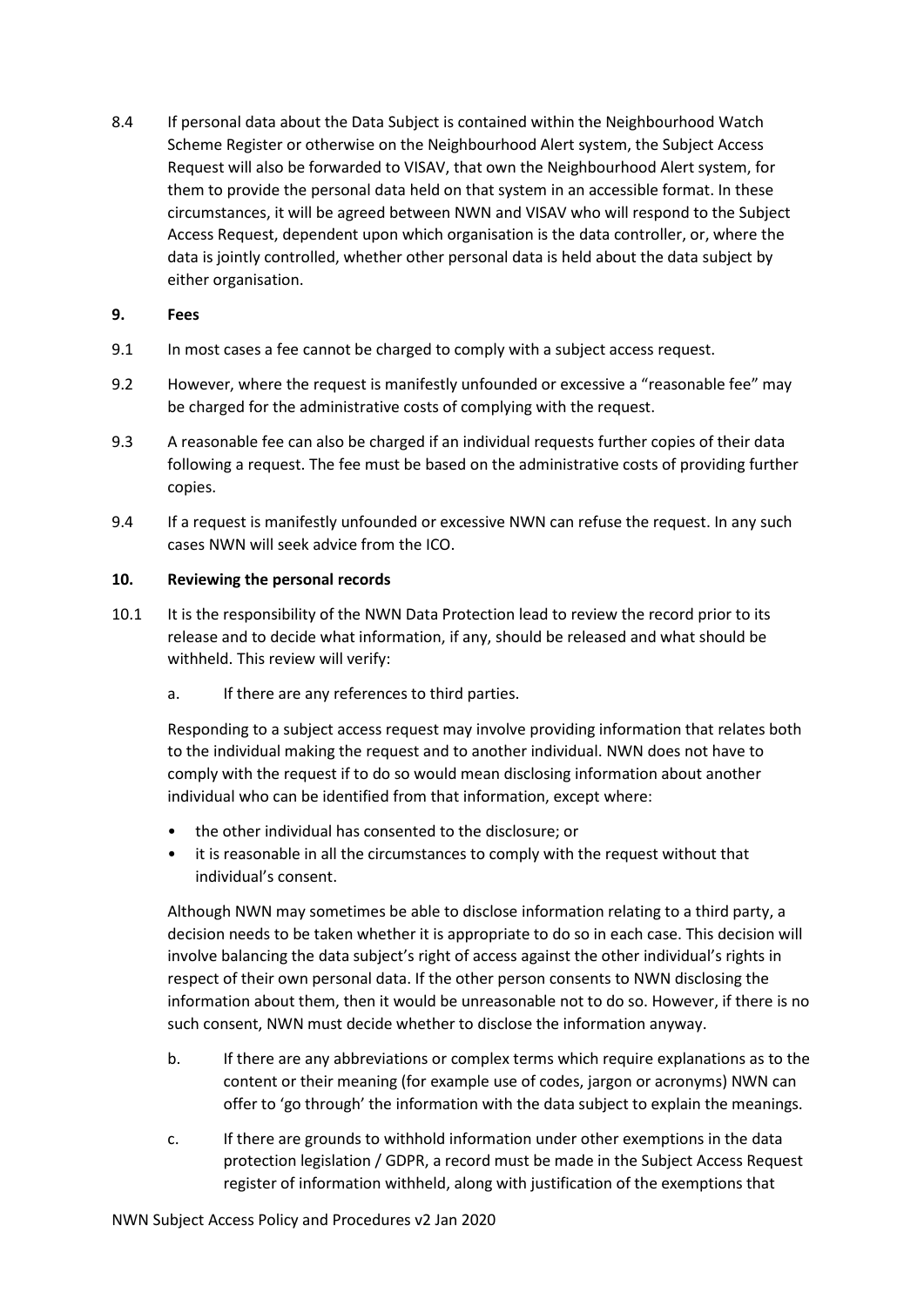8.4 If personal data about the Data Subject is contained within the Neighbourhood Watch Scheme Register or otherwise on the Neighbourhood Alert system, the Subject Access Request will also be forwarded to VISAV, that own the Neighbourhood Alert system, for them to provide the personal data held on that system in an accessible format. In these circumstances, it will be agreed between NWN and VISAV who will respond to the Subject Access Request, dependent upon which organisation is the data controller, or, where the data is jointly controlled, whether other personal data is held about the data subject by either organisation.

**9. Fees**

9.1 In most cases a fee cannot be charged to comply with a subject access request.

9.2 However, where the request is manifestly unfounded or excessive a "reasonable fee" may be charged for the administrative costs of complying with the request.

9.3 A reasonable fee can also be charged if an individual requests further copies of their data following a request. The fee must be based on the administrative costs of providing further copies.

9.4 If a request is manifestly unfounded or excessive NWN can refuse the request. In any such cases NWN will seek advice from the ICO.

**10. Reviewing the personal records**

10.1 It is the responsibility of the NWN Data Protection lead to review the record prior to its release and to decide what information, if any, should be released and what should be withheld. This review will verify:

a. If there are any references to third parties.

Responding to a subject access request may involve providing information that relates both to the individual making the request and to another individual. NWN does not have to comply with the request if to do so would mean disclosing information about another individual who can be identified from that information, except where:

- the other individual has consented to the disclosure; or
- it is reasonable in all the circumstances to comply with the request without that individual's consent.

Although NWN may sometimes be able to disclose information relating to a third party, a decision needs to be taken whether it is appropriate to do so in each case. This decision will involve balancing the data subject's right of access against the other individual's rights in respect of their own personal data. If the other person consents to NWN disclosing the information about them, then it would be unreasonable not to do so. However, if there is no such consent, NWN must decide whether to disclose the information anyway.

b. If there are any abbreviations or complex terms which require explanations as to the content or their meaning (for example use of codes, jargon or acronyms) NWN can offer to 'go through' the information with the data subject to explain the meanings.

c. If there are grounds to withhold information under other exemptions in the data protection legislation / GDPR, a record must be made in the Subject Access Request register of information withheld, along with justification of the exemptions that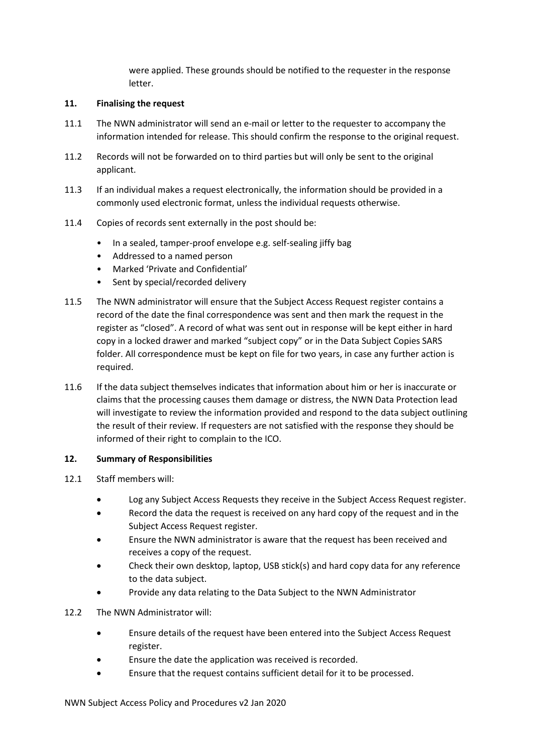were applied. These grounds should be notified to the requester in the response letter.

## 11. Finalising the request

11.1 The NWN administrator will send an e-mail or letter to the requester to accompany the information intended for release. This should confirm the response to the original request.

11.2 Records will not be forwarded on to third parties but will only be sent to the original applicant.

11.3 If an individual makes a request electronically, the information should be provided in a commonly used electronic format, unless the individual requests otherwise.

11.4 Copies of records sent externally in the post should be:

- In a sealed, tamper-proof envelope e.g. self-sealing jiffy bag
- Addressed to a named person
- Marked 'Private and Confidential'
- Sent by special/recorded delivery

11.5 The NWN administrator will ensure that the Subject Access Request register contains a record of the date the final correspondence was sent and then mark the request in the register as "closed". A record of what was sent out in response will be kept either in hard copy in a locked drawer and marked "subject copy" or in the Data Subject Copies SARS folder. All correspondence must be kept on file for two years, in case any further action is required.

11.6 If the data subject themselves indicates that information about him or her is inaccurate or claims that the processing causes them damage or distress, the NWN Data Protection lead will investigate to review the information provided and respond to the data subject outlining the result of their review. If requesters are not satisfied with the response they should be informed of their right to complain to the ICO.

## 12. Summary of Responsibilities

12.1 Staff members will:

- Log any Subject Access Requests they receive in the Subject Access Request register.
- Record the data the request is received on any hard copy of the request and in the Subject Access Request register.
- Ensure the NWN administrator is aware that the request has been received and receives a copy of the request.
- Check their own desktop, laptop, USB stick(s) and hard copy data for any reference to the data subject.
- Provide any data relating to the Data Subject to the NWN Administrator

12.2 The NWN Administrator will:

- Ensure details of the request have been entered into the Subject Access Request register.
- Ensure the date the application was received is recorded.
- Ensure that the request contains sufficient detail for it to be processed.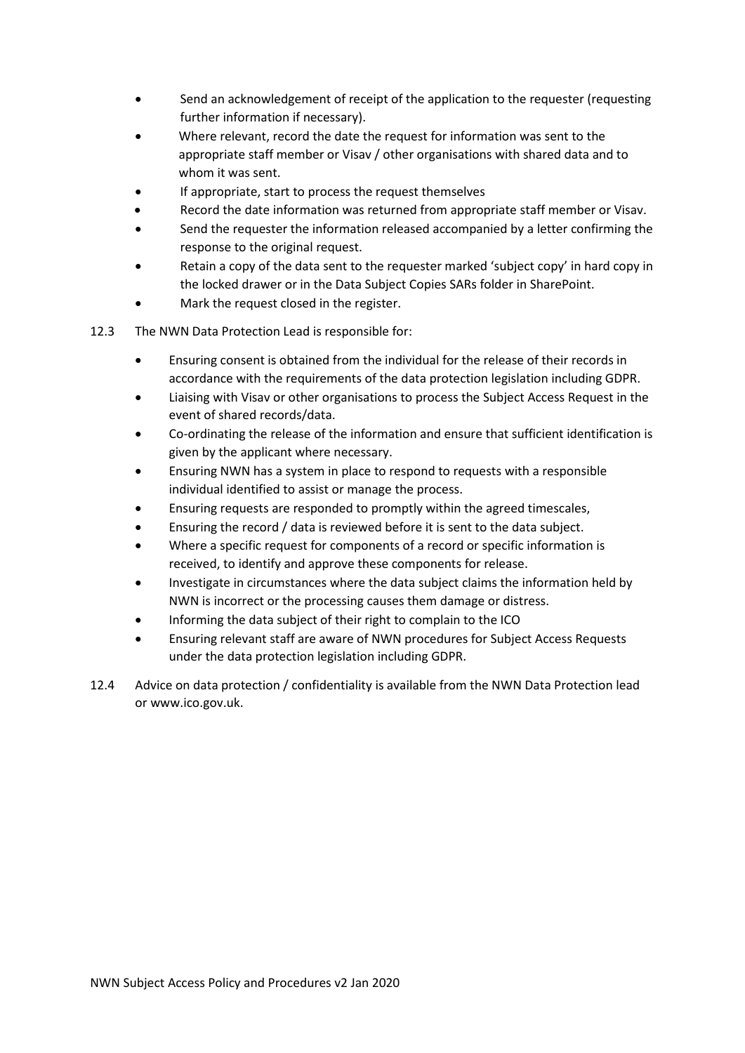- Send an acknowledgement of receipt of the application to the requester (requesting further information if necessary).
- Where relevant, record the date the request for information was sent to the appropriate staff member or Visav / other organisations with shared data and to whom it was sent.
- If appropriate, start to process the request themselves
- Record the date information was returned from appropriate staff member or Visav.
- Send the requester the information released accompanied by a letter confirming the response to the original request.
- Retain a copy of the data sent to the requester marked 'subject copy' in hard copy in the locked drawer or in the Data Subject Copies SARs folder in SharePoint.
- Mark the request closed in the register.

12.3 The NWN Data Protection Lead is responsible for:

- Ensuring consent is obtained from the individual for the release of their records in accordance with the requirements of the data protection legislation including GDPR.
- Liaising with Visav or other organisations to process the Subject Access Request in the event of shared records/data.
- Co-ordinating the release of the information and ensure that sufficient identification is given by the applicant where necessary.
- Ensuring NWN has a system in place to respond to requests with a responsible individual identified to assist or manage the process.
- Ensuring requests are responded to promptly within the agreed timescales,
- Ensuring the record / data is reviewed before it is sent to the data subject.
- Where a specific request for components of a record or specific information is received, to identify and approve these components for release.
- Investigate in circumstances where the data subject claims the information held by NWN is incorrect or the processing causes them damage or distress.
- Informing the data subject of their right to complain to the ICO
- Ensuring relevant staff are aware of NWN procedures for Subject Access Requests under the data protection legislation including GDPR.

12.4 Advice on data protection / confidentiality is available from the NWN Data Protection lead or www.ico.gov.uk.